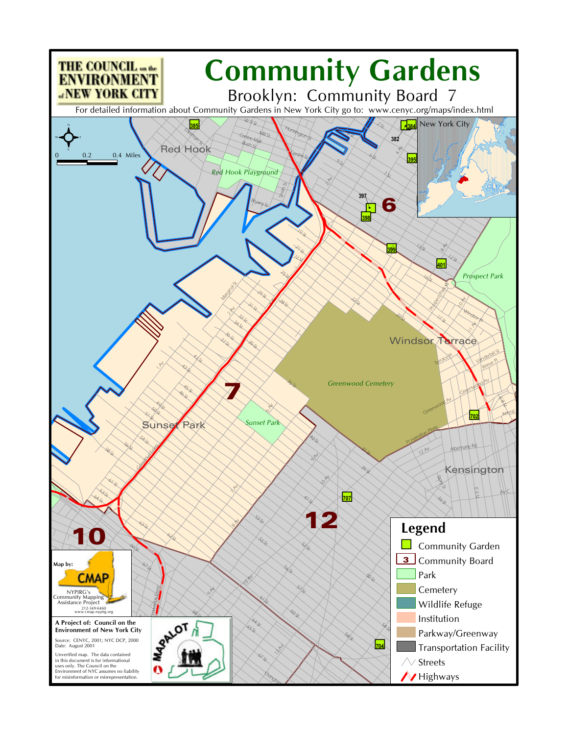# Community Gardens

## Brooklyn: Community Board 7

For detailed information about Community Gardens in New York City go to: www.cenyc.org/maps/index.html

THE COUNCIL on the ENVIRONMENT of NEW YORK CITY

0 0.2 0.4 Miles

New York City

## Legend

- Community Garden
- Community Board
- Park
- Cemetery
- Wildlife Refuge
- Institution
- Parkway/Greenway
- Transportation Facility
- Streets
- Highways

Map by: CMAP
NYPIRG's Community Mapping Assistance Project
212-349-6460
www.cmap.nypirg.org

**A Project of: Council on the Environment of New York City**

Source: CENYC, 2001; NYC DCP, 2000
Date: August 2001

Unverified map. The data contained in this document is for informational uses only. The Council on the Environment of NYC assumes no liability for misinformation or misrepresentation.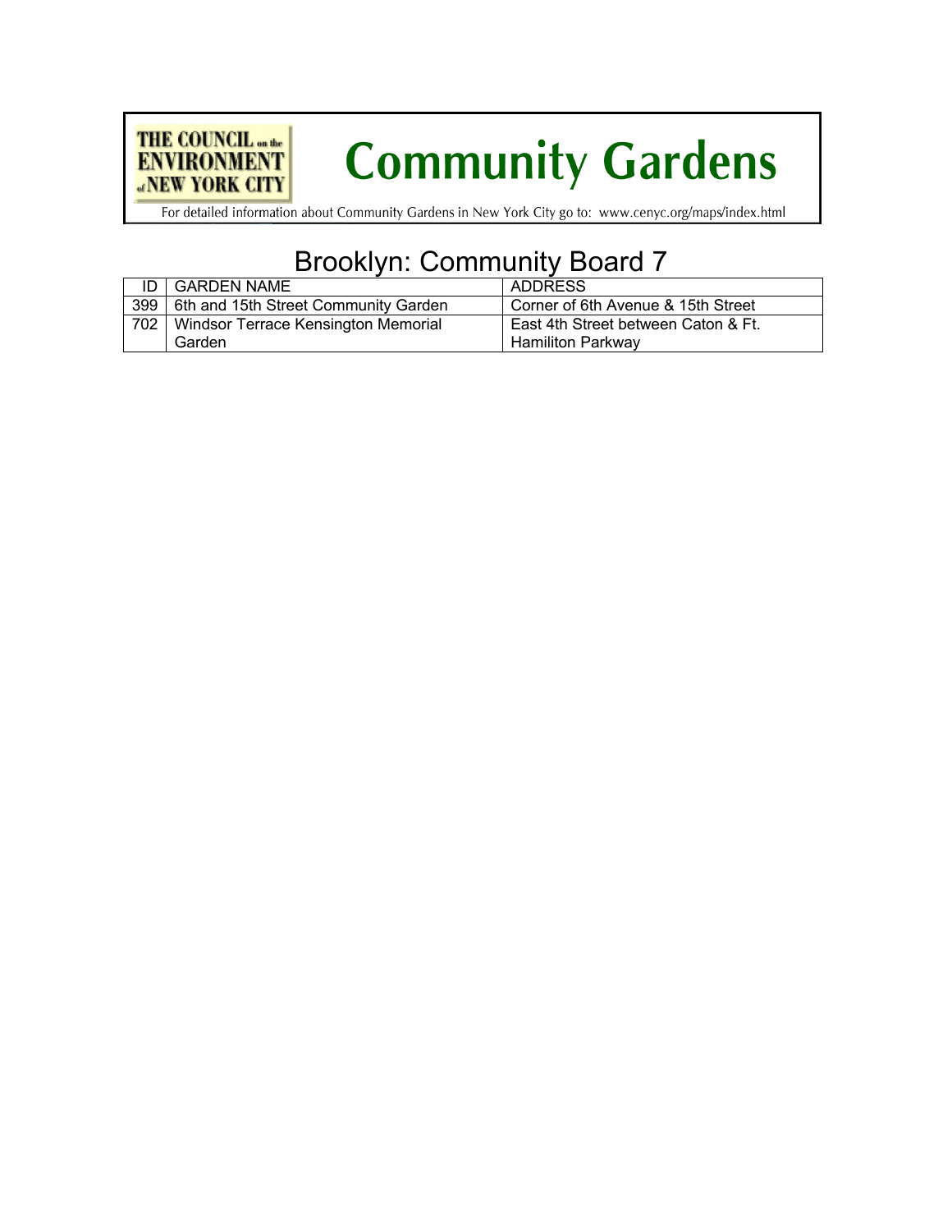THE COUNCIL on the ENVIRONMENT of NEW YORK CITY

# Community Gardens

For detailed information about Community Gardens in New York City go to: www.cenyc.org/maps/index.html

## Brooklyn: Community Board 7

| ID | GARDEN NAME | ADDRESS |
|---|---|---|
| 399 | 6th and 15th Street Community Garden | Corner of 6th Avenue & 15th Street |
| 702 | Windsor Terrace Kensington Memorial Garden | East 4th Street between Caton & Ft. Hamilton Parkway |